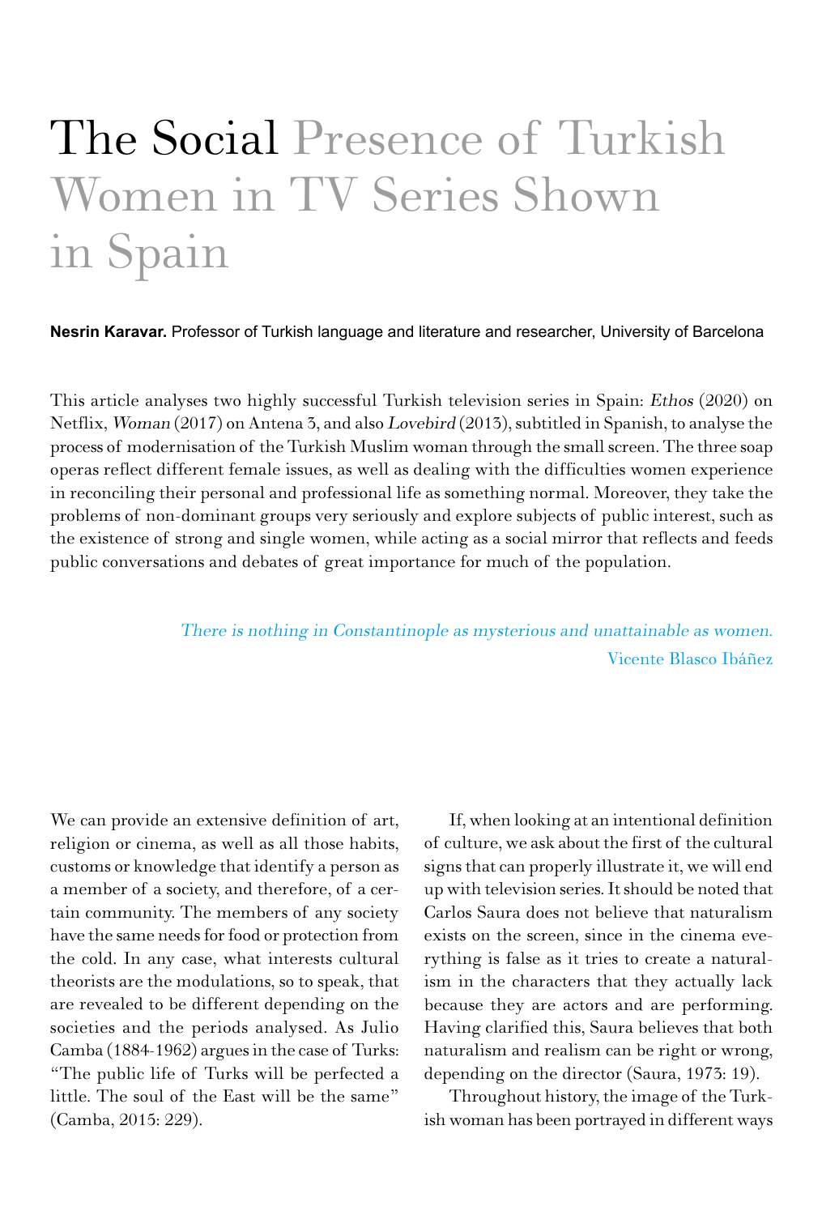# The Social Presence of Turkish Women in TV Series Shown in Spain

**Nesrin Karavar.** Professor of Turkish language and literature and researcher, University of Barcelona

This article analyses two highly successful Turkish television series in Spain: *Ethos* (2020) on Netflix, *Woman* (2017) on Antena 3, and also *Lovebird* (2013), subtitled in Spanish, to analyse the process of modernisation of the Turkish Muslim woman through the small screen. The three soap operas reflect different female issues, as well as dealing with the difficulties women experience in reconciling their personal and professional life as something normal. Moreover, they take the problems of non-dominant groups very seriously and explore subjects of public interest, such as the existence of strong and single women, while acting as a social mirror that reflects and feeds public conversations and debates of great importance for much of the population.

> *There is nothing in Constantinople as mysterious and unattainable as women.*
>
> Vicente Blasco Ibáñez

We can provide an extensive definition of art, religion or cinema, as well as all those habits, customs or knowledge that identify a person as a member of a society, and therefore, of a certain community. The members of any society have the same needs for food or protection from the cold. In any case, what interests cultural theorists are the modulations, so to speak, that are revealed to be different depending on the societies and the periods analysed. As Julio Camba (1884-1962) argues in the case of Turks: "The public life of Turks will be perfected a little. The soul of the East will be the same" (Camba, 2015: 229).

If, when looking at an intentional definition of culture, we ask about the first of the cultural signs that can properly illustrate it, we will end up with television series. It should be noted that Carlos Saura does not believe that naturalism exists on the screen, since in the cinema everything is false as it tries to create a naturalism in the characters that they actually lack because they are actors and are performing. Having clarified this, Saura believes that both naturalism and realism can be right or wrong, depending on the director (Saura, 1973: 19).

Throughout history, the image of the Turkish woman has been portrayed in different ways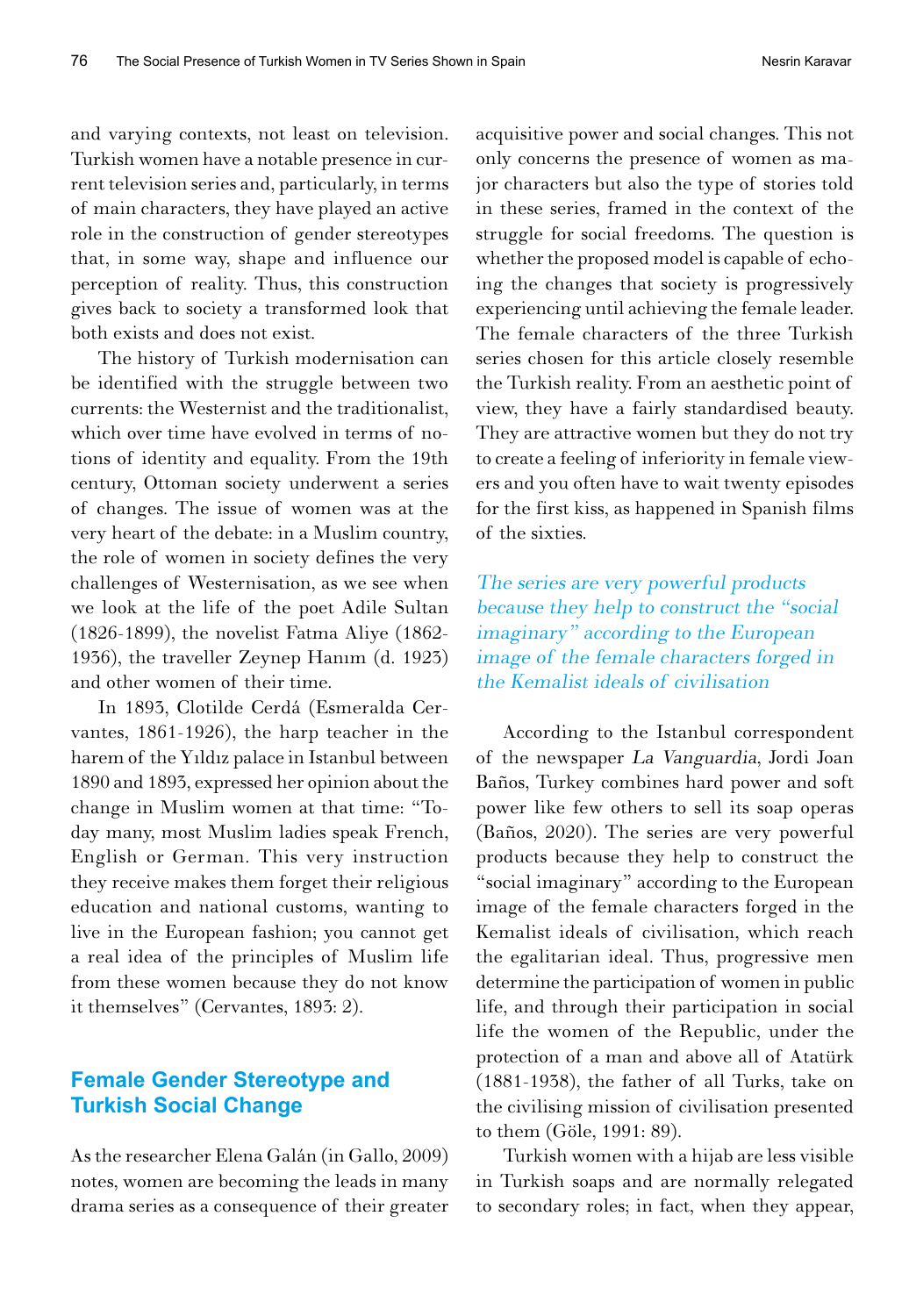and varying contexts, not least on television. Turkish women have a notable presence in current television series and, particularly, in terms of main characters, they have played an active role in the construction of gender stereotypes that, in some way, shape and influence our perception of reality. Thus, this construction gives back to society a transformed look that both exists and does not exist.

The history of Turkish modernisation can be identified with the struggle between two currents: the Westernist and the traditionalist, which over time have evolved in terms of notions of identity and equality. From the 19th century, Ottoman society underwent a series of changes. The issue of women was at the very heart of the debate: in a Muslim country, the role of women in society defines the very challenges of Westernisation, as we see when we look at the life of the poet Adile Sultan (1826-1899), the novelist Fatma Aliye (1862-1936), the traveller Zeynep Hanım (d. 1923) and other women of their time.

In 1893, Clotilde Cerdá (Esmeralda Cervantes, 1861-1926), the harp teacher in the harem of the Yıldız palace in Istanbul between 1890 and 1893, expressed her opinion about the change in Muslim women at that time: "Today many, most Muslim ladies speak French, English or German. This very instruction they receive makes them forget their religious education and national customs, wanting to live in the European fashion; you cannot get a real idea of the principles of Muslim life from these women because they do not know it themselves" (Cervantes, 1893: 2).

## Female Gender Stereotype and Turkish Social Change

As the researcher Elena Galán (in Gallo, 2009) notes, women are becoming the leads in many drama series as a consequence of their greater acquisitive power and social changes. This not only concerns the presence of women as major characters but also the type of stories told in these series, framed in the context of the struggle for social freedoms. The question is whether the proposed model is capable of echoing the changes that society is progressively experiencing until achieving the female leader. The female characters of the three Turkish series chosen for this article closely resemble the Turkish reality. From an aesthetic point of view, they have a fairly standardised beauty. They are attractive women but they do not try to create a feeling of inferiority in female viewers and you often have to wait twenty episodes for the first kiss, as happened in Spanish films of the sixties.

*The series are very powerful products because they help to construct the "social imaginary" according to the European image of the female characters forged in the Kemalist ideals of civilisation*

According to the Istanbul correspondent of the newspaper *La Vanguardia*, Jordi Joan Baños, Turkey combines hard power and soft power like few others to sell its soap operas (Baños, 2020). The series are very powerful products because they help to construct the "social imaginary" according to the European image of the female characters forged in the Kemalist ideals of civilisation, which reach the egalitarian ideal. Thus, progressive men determine the participation of women in public life, and through their participation in social life the women of the Republic, under the protection of a man and above all of Atatürk (1881-1938), the father of all Turks, take on the civilising mission of civilisation presented to them (Göle, 1991: 89).

Turkish women with a hijab are less visible in Turkish soaps and are normally relegated to secondary roles; in fact, when they appear,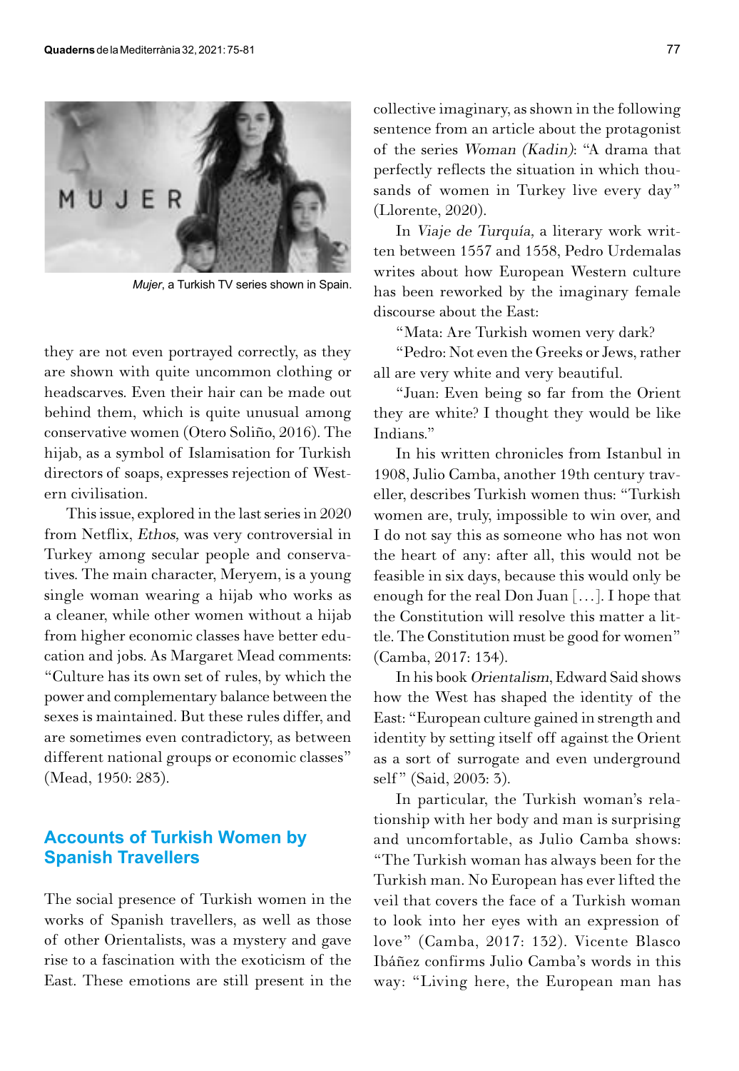*Mujer*, a Turkish TV series shown in Spain.

they are not even portrayed correctly, as they are shown with quite uncommon clothing or headscarves. Even their hair can be made out behind them, which is quite unusual among conservative women (Otero Soliño, 2016). The hijab, as a symbol of Islamisation for Turkish directors of soaps, expresses rejection of Western civilisation.

This issue, explored in the last series in 2020 from Netflix, *Ethos*, was very controversial in Turkey among secular people and conservatives. The main character, Meryem, is a young single woman wearing a hijab who works as a cleaner, while other women without a hijab from higher economic classes have better education and jobs. As Margaret Mead comments: "Culture has its own set of rules, by which the power and complementary balance between the sexes is maintained. But these rules differ, and are sometimes even contradictory, as between different national groups or economic classes" (Mead, 1950: 283).

## Accounts of Turkish Women by Spanish Travellers

The social presence of Turkish women in the works of Spanish travellers, as well as those of other Orientalists, was a mystery and gave rise to a fascination with the exoticism of the East. These emotions are still present in the collective imaginary, as shown in the following sentence from an article about the protagonist of the series *Woman (Kadin)*: "A drama that perfectly reflects the situation in which thousands of women in Turkey live every day" (Llorente, 2020).

In *Viaje de Turquía*, a literary work written between 1557 and 1558, Pedro Urdemalas writes about how European Western culture has been reworked by the imaginary female discourse about the East:

"Mata: Are Turkish women very dark?

"Pedro: Not even the Greeks or Jews, rather all are very white and very beautiful.

"Juan: Even being so far from the Orient they are white? I thought they would be like Indians."

In his written chronicles from Istanbul in 1908, Julio Camba, another 19th century traveller, describes Turkish women thus: "Turkish women are, truly, impossible to win over, and I do not say this as someone who has not won the heart of any: after all, this would not be feasible in six days, because this would only be enough for the real Don Juan [...]. I hope that the Constitution will resolve this matter a little. The Constitution must be good for women" (Camba, 2017: 134).

In his book *Orientalism*, Edward Said shows how the West has shaped the identity of the East: "European culture gained in strength and identity by setting itself off against the Orient as a sort of surrogate and even underground self" (Said, 2003: 3).

In particular, the Turkish woman's relationship with her body and man is surprising and uncomfortable, as Julio Camba shows: "The Turkish woman has always been for the Turkish man. No European has ever lifted the veil that covers the face of a Turkish woman to look into her eyes with an expression of love" (Camba, 2017: 132). Vicente Blasco Ibáñez confirms Julio Camba's words in this way: "Living here, the European man has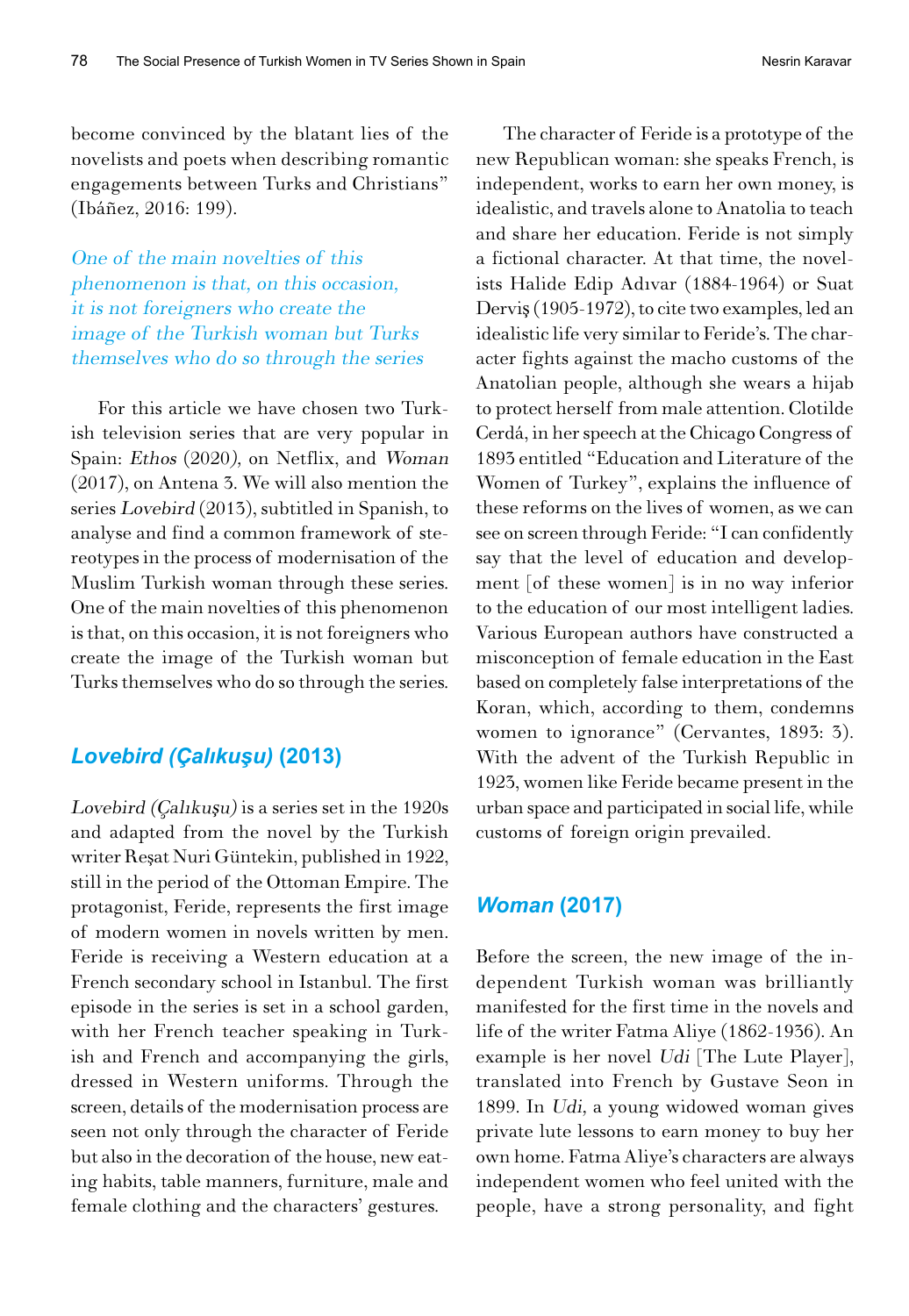become convinced by the blatant lies of the novelists and poets when describing romantic engagements between Turks and Christians" (Ibáñez, 2016: 199).

*One of the main novelties of this phenomenon is that, on this occasion, it is not foreigners who create the image of the Turkish woman but Turks themselves who do so through the series*

For this article we have chosen two Turkish television series that are very popular in Spain: *Ethos* (2020), on Netflix, and *Woman* (2017), on Antena 3. We will also mention the series *Lovebird* (2013), subtitled in Spanish, to analyse and find a common framework of stereotypes in the process of modernisation of the Muslim Turkish woman through these series. One of the main novelties of this phenomenon is that, on this occasion, it is not foreigners who create the image of the Turkish woman but Turks themselves who do so through the series.

## *Lovebird (Çalıkuşu)* (2013)

*Lovebird (Çalıkuşu)* is a series set in the 1920s and adapted from the novel by the Turkish writer Reşat Nuri Güntekin, published in 1922, still in the period of the Ottoman Empire. The protagonist, Feride, represents the first image of modern women in novels written by men. Feride is receiving a Western education at a French secondary school in Istanbul. The first episode in the series is set in a school garden, with her French teacher speaking in Turkish and French and accompanying the girls, dressed in Western uniforms. Through the screen, details of the modernisation process are seen not only through the character of Feride but also in the decoration of the house, new eating habits, table manners, furniture, male and female clothing and the characters' gestures.

The character of Feride is a prototype of the new Republican woman: she speaks French, is independent, works to earn her own money, is idealistic, and travels alone to Anatolia to teach and share her education. Feride is not simply a fictional character. At that time, the novelists Halide Edip Adıvar (1884-1964) or Suat Derviş (1905-1972), to cite two examples, led an idealistic life very similar to Feride's. The character fights against the macho customs of the Anatolian people, although she wears a hijab to protect herself from male attention. Clotilde Cerdá, in her speech at the Chicago Congress of 1893 entitled "Education and Literature of the Women of Turkey", explains the influence of these reforms on the lives of women, as we can see on screen through Feride: "I can confidently say that the level of education and development [of these women] is in no way inferior to the education of our most intelligent ladies. Various European authors have constructed a misconception of female education in the East based on completely false interpretations of the Koran, which, according to them, condemns women to ignorance" (Cervantes, 1893: 3). With the advent of the Turkish Republic in 1923, women like Feride became present in the urban space and participated in social life, while customs of foreign origin prevailed.

## *Woman* (2017)

Before the screen, the new image of the independent Turkish woman was brilliantly manifested for the first time in the novels and life of the writer Fatma Aliye (1862-1936). An example is her novel *Udi* [The Lute Player], translated into French by Gustave Seon in 1899. In *Udi*, a young widowed woman gives private lute lessons to earn money to buy her own home. Fatma Aliye's characters are always independent women who feel united with the people, have a strong personality, and fight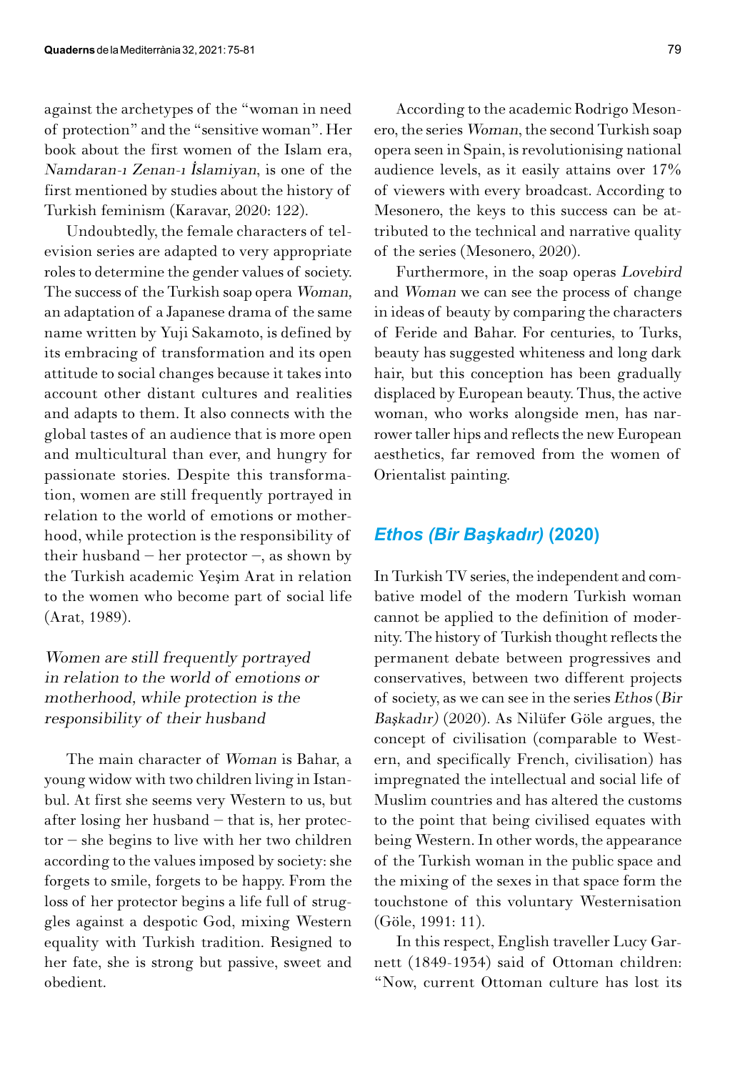against the archetypes of the "woman in need of protection" and the "sensitive woman". Her book about the first women of the Islam era, *Namdaran-ı Zenan-ı İslamiyan*, is one of the first mentioned by studies about the history of Turkish feminism (Karavar, 2020: 122).

Undoubtedly, the female characters of television series are adapted to very appropriate roles to determine the gender values of society. The success of the Turkish soap opera *Woman*, an adaptation of a Japanese drama of the same name written by Yuji Sakamoto, is defined by its embracing of transformation and its open attitude to social changes because it takes into account other distant cultures and realities and adapts to them. It also connects with the global tastes of an audience that is more open and multicultural than ever, and hungry for passionate stories. Despite this transformation, women are still frequently portrayed in relation to the world of emotions or motherhood, while protection is the responsibility of their husband – her protector –, as shown by the Turkish academic Yeşim Arat in relation to the women who become part of social life (Arat, 1989).

*Women are still frequently portrayed in relation to the world of emotions or motherhood, while protection is the responsibility of their husband*

The main character of *Woman* is Bahar, a young widow with two children living in Istanbul. At first she seems very Western to us, but after losing her husband – that is, her protector – she begins to live with her two children according to the values imposed by society: she forgets to smile, forgets to be happy. From the loss of her protector begins a life full of struggles against a despotic God, mixing Western equality with Turkish tradition. Resigned to her fate, she is strong but passive, sweet and obedient.

According to the academic Rodrigo Mesonero, the series *Woman*, the second Turkish soap opera seen in Spain, is revolutionising national audience levels, as it easily attains over 17% of viewers with every broadcast. According to Mesonero, the keys to this success can be attributed to the technical and narrative quality of the series (Mesonero, 2020).

Furthermore, in the soap operas *Lovebird* and *Woman* we can see the process of change in ideas of beauty by comparing the characters of Feride and Bahar. For centuries, to Turks, beauty has suggested whiteness and long dark hair, but this conception has been gradually displaced by European beauty. Thus, the active woman, who works alongside men, has narrower taller hips and reflects the new European aesthetics, far removed from the women of Orientalist painting.

## *Ethos (Bir Başkadır)* (2020)

In Turkish TV series, the independent and combative model of the modern Turkish woman cannot be applied to the definition of modernity. The history of Turkish thought reflects the permanent debate between progressives and conservatives, between two different projects of society, as we can see in the series *Ethos* (*Bir Başkadır*) (2020). As Nilüfer Göle argues, the concept of civilisation (comparable to Western, and specifically French, civilisation) has impregnated the intellectual and social life of Muslim countries and has altered the customs to the point that being civilised equates with being Western. In other words, the appearance of the Turkish woman in the public space and the mixing of the sexes in that space form the touchstone of this voluntary Westernisation (Göle, 1991: 11).

In this respect, English traveller Lucy Garnett (1849-1934) said of Ottoman children: "Now, current Ottoman culture has lost its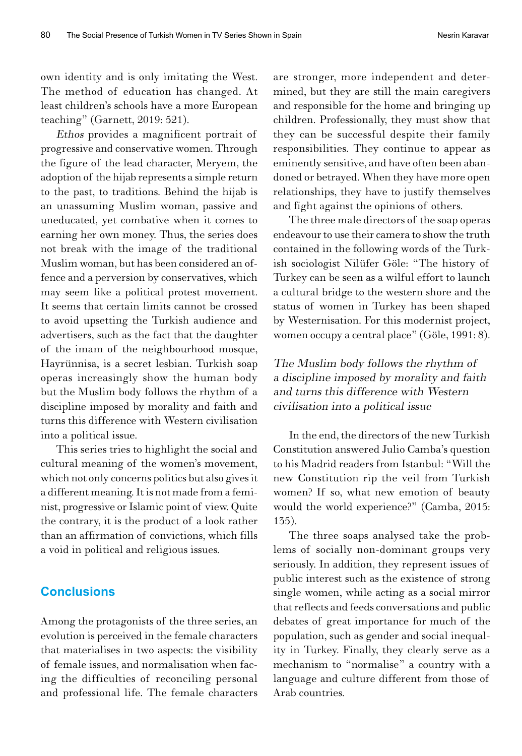own identity and is only imitating the West. The method of education has changed. At least children's schools have a more European teaching" (Garnett, 2019: 521).

*Ethos* provides a magnificent portrait of progressive and conservative women. Through the figure of the lead character, Meryem, the adoption of the hijab represents a simple return to the past, to traditions. Behind the hijab is an unassuming Muslim woman, passive and uneducated, yet combative when it comes to earning her own money. Thus, the series does not break with the image of the traditional Muslim woman, but has been considered an offence and a perversion by conservatives, which may seem like a political protest movement. It seems that certain limits cannot be crossed to avoid upsetting the Turkish audience and advertisers, such as the fact that the daughter of the imam of the neighbourhood mosque, Hayrünnisa, is a secret lesbian. Turkish soap operas increasingly show the human body but the Muslim body follows the rhythm of a discipline imposed by morality and faith and turns this difference with Western civilisation into a political issue.

This series tries to highlight the social and cultural meaning of the women's movement, which not only concerns politics but also gives it a different meaning. It is not made from a feminist, progressive or Islamic point of view. Quite the contrary, it is the product of a look rather than an affirmation of convictions, which fills a void in political and religious issues.

## Conclusions

Among the protagonists of the three series, an evolution is perceived in the female characters that materialises in two aspects: the visibility of female issues, and normalisation when facing the difficulties of reconciling personal and professional life. The female characters are stronger, more independent and determined, but they are still the main caregivers and responsible for the home and bringing up children. Professionally, they must show that they can be successful despite their family responsibilities. They continue to appear as eminently sensitive, and have often been abandoned or betrayed. When they have more open relationships, they have to justify themselves and fight against the opinions of others.

The three male directors of the soap operas endeavour to use their camera to show the truth contained in the following words of the Turkish sociologist Nilüfer Göle: "The history of Turkey can be seen as a wilful effort to launch a cultural bridge to the western shore and the status of women in Turkey has been shaped by Westernisation. For this modernist project, women occupy a central place" (Göle, 1991: 8).

*The Muslim body follows the rhythm of a discipline imposed by morality and faith and turns this difference with Western civilisation into a political issue*

In the end, the directors of the new Turkish Constitution answered Julio Camba's question to his Madrid readers from Istanbul: "Will the new Constitution rip the veil from Turkish women? If so, what new emotion of beauty would the world experience?" (Camba, 2015: 135).

The three soaps analysed take the problems of socially non-dominant groups very seriously. In addition, they represent issues of public interest such as the existence of strong single women, while acting as a social mirror that reflects and feeds conversations and public debates of great importance for much of the population, such as gender and social inequality in Turkey. Finally, they clearly serve as a mechanism to "normalise" a country with a language and culture different from those of Arab countries.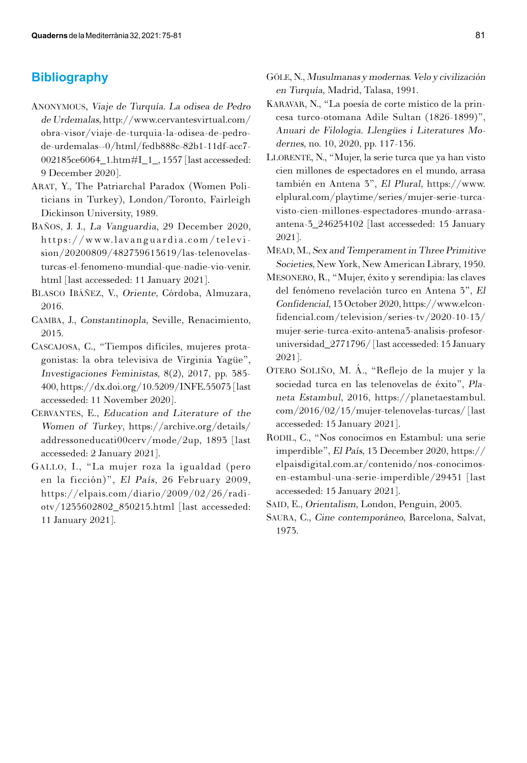## Bibliography

Anonymous, *Viaje de Turquía. La odisea de Pedro de Urdemalas,* http://www.cervantesvirtual.com/obra-visor/viaje-de-turquia-la-odisea-de-pedro-de-urdemalas--0/html/fedb888c-82b1-11df-acc7-002185ce6064_1.htm#I_1_, 1557 [last accesseded: 9 December 2020].

Arat, Y., The Patriarchal Paradox (Women Politicians in Turkey), London/Toronto, Fairleigh Dickinson University, 1989.

Baños, J. J., *La Vanguardia*, 29 December 2020, https://www.lavanguardia.com/television/20200809/482739613619/las-telenovelas-turcas-el-fenomeno-mundial-que-nadie-vio-venir.html [last accesseded: 11 January 2021].

Blasco Ibáñez, V., *Oriente,* Córdoba, Almuzara, 2016.

Camba, J., *Constantinopla,* Seville, Renacimiento, 2015.

Cascajosa, C., "Tiempos difíciles, mujeres protagonistas: la obra televisiva de Virginia Yagüe", *Investigaciones Feministas*, 8(2), 2017, pp. 385-400, https://dx.doi.org/10.5209/INFE.55073 [last accesseded: 11 November 2020].

Cervantes, E., *Education and Literature of the Women of Turkey*, https://archive.org/details/addresseducati00cerv/mode/2up, 1893 [last accesseded: 2 January 2021].

Gallo, I., "La mujer roza la igualdad (pero en la ficción)", *El País*, 26 February 2009, https://elpais.com/diario/2009/02/26/radiotv/1235602802_850215.html [last accesseded: 11 January 2021].

Göle, N., *Musulmanas y modernas. Velo y civilización en Turquía*, Madrid, Talasa, 1991.

Karavar, N., "La poesía de corte místico de la princesa turco-otomana Adile Sultan (1826-1899)", *Anuari de Filologia. Llengües i Literatures Modernes*, no. 10, 2020, pp. 117-136.

Llorente, N., "Mujer, la serie turca que ya han visto cien millones de espectadores en el mundo, arrasa también en Antena 3", *El Plural*, https://www.elplural.com/playtime/series/mujer-serie-turca-visto-cien-millones-espectadores-mundo-arrasa-antena-3_246254102 [last accesseded: 15 January 2021].

Mead, M., *Sex and Temperament in Three Primitive Societies*, New York, New American Library, 1950.

Mesonero, R., "Mujer, éxito y serendipia: las claves del fenómeno revelación turco en Antena 3", *El Confidencial*, 13 October 2020, https://www.elconfidencial.com/television/series-tv/2020-10-13/mujer-serie-turca-exito-antena3-analisis-profesor-universidad_2771796/ [last accesseded: 15 January 2021].

Otero Soliño, M. Á., "Reflejo de la mujer y la sociedad turca en las telenovelas de éxito", *Planeta Estambul*, 2016, https://planetaestambul.com/2016/02/15/mujer-telenovelas-turcas/ [last accesseded: 15 January 2021].

Rodil, C., "Nos conocimos en Estambul: una serie imperdible", *El País*, 13 December 2020, https://elpaisdigital.com.ar/contenido/nos-conocimos-en-estambul-una-serie-imperdible/29431 [last accesseded: 15 January 2021].

Said, E., *Orientalism,* London, Penguin, 2003.

Saura, C., *Cine contemporáneo*, Barcelona, Salvat, 1973.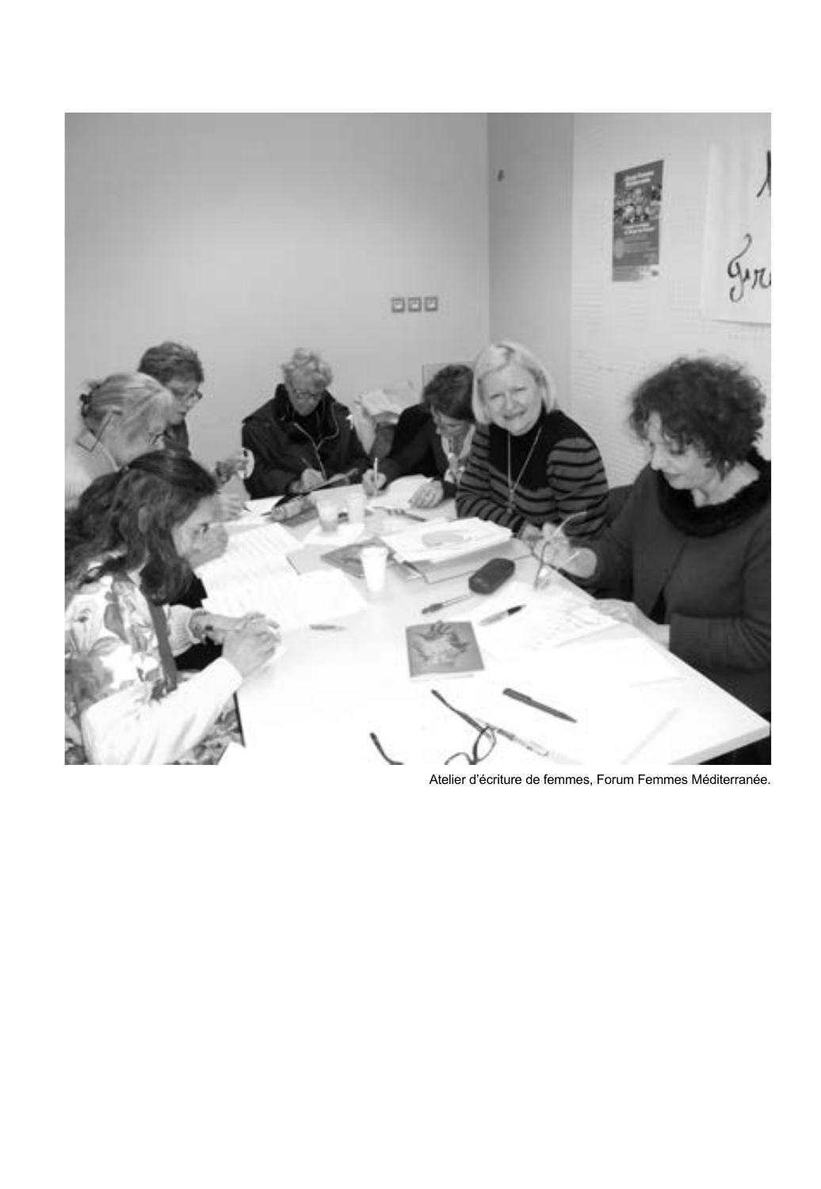Atelier d'écriture de femmes, Forum Femmes Méditerranée.